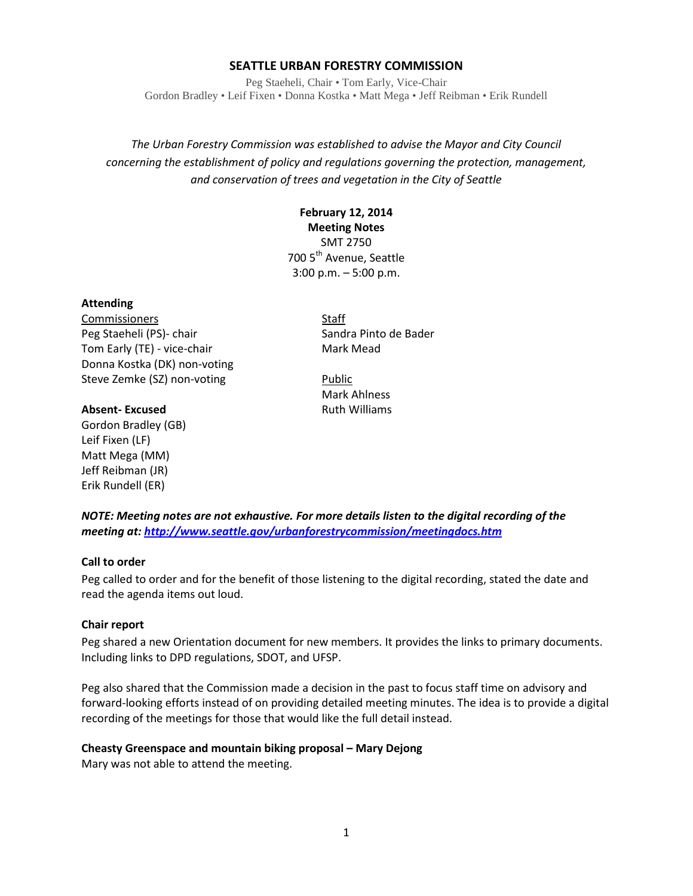# SEATTLE URBAN FORESTRY COMMISSION

Peg Staeheli, Chair • Tom Early, Vice-Chair
Gordon Bradley • Leif Fixen • Donna Kostka • Matt Mega • Jeff Reibman • Erik Rundell

*The Urban Forestry Commission was established to advise the Mayor and City Council concerning the establishment of policy and regulations governing the protection, management, and conservation of trees and vegetation in the City of Seattle*

**February 12, 2014**
**Meeting Notes**
SMT 2750
700 5th Avenue, Seattle
3:00 p.m. – 5:00 p.m.

**Attending**

Commissioners
Peg Staeheli (PS)- chair
Tom Early (TE) - vice-chair
Donna Kostka (DK) non-voting
Steve Zemke (SZ) non-voting

Staff
Sandra Pinto de Bader
Mark Mead

Public
Mark Ahlness
Ruth Williams

**Absent- Excused**
Gordon Bradley (GB)
Leif Fixen (LF)
Matt Mega (MM)
Jeff Reibman (JR)
Erik Rundell (ER)

***NOTE: Meeting notes are not exhaustive. For more details listen to the digital recording of the meeting at: http://www.seattle.gov/urbanforestrycommission/meetingdocs.htm***

**Call to order**

Peg called to order and for the benefit of those listening to the digital recording, stated the date and read the agenda items out loud.

**Chair report**

Peg shared a new Orientation document for new members. It provides the links to primary documents. Including links to DPD regulations, SDOT, and UFSP.

Peg also shared that the Commission made a decision in the past to focus staff time on advisory and forward-looking efforts instead of on providing detailed meeting minutes. The idea is to provide a digital recording of the meetings for those that would like the full detail instead.

**Cheasty Greenspace and mountain biking proposal – Mary Dejong**

Mary was not able to attend the meeting.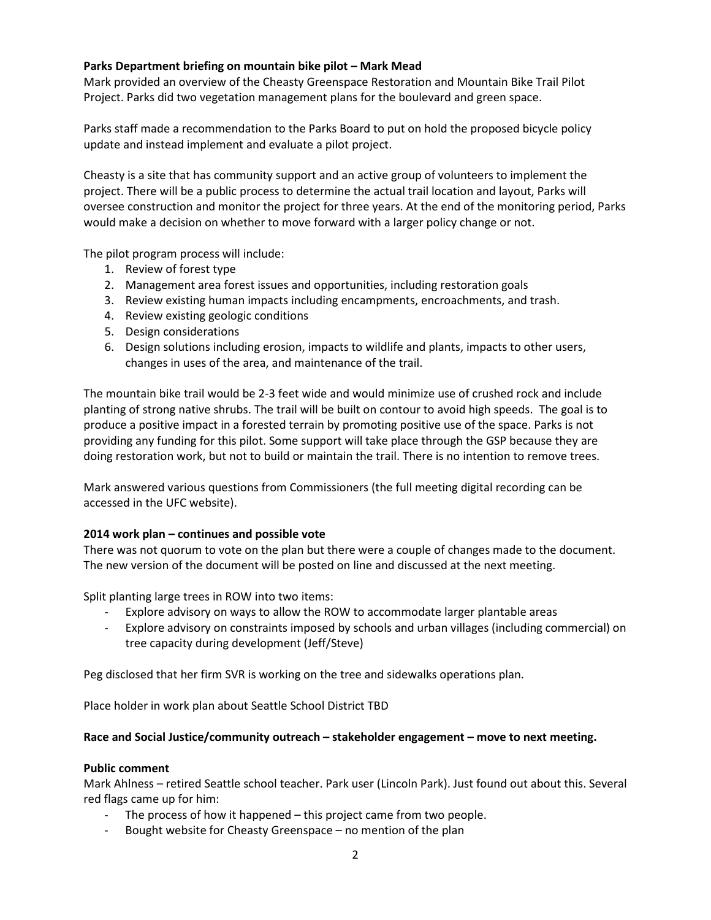**Parks Department briefing on mountain bike pilot – Mark Mead**

Mark provided an overview of the Cheasty Greenspace Restoration and Mountain Bike Trail Pilot Project. Parks did two vegetation management plans for the boulevard and green space.

Parks staff made a recommendation to the Parks Board to put on hold the proposed bicycle policy update and instead implement and evaluate a pilot project.

Cheasty is a site that has community support and an active group of volunteers to implement the project. There will be a public process to determine the actual trail location and layout, Parks will oversee construction and monitor the project for three years. At the end of the monitoring period, Parks would make a decision on whether to move forward with a larger policy change or not.

The pilot program process will include:

1. Review of forest type
2. Management area forest issues and opportunities, including restoration goals
3. Review existing human impacts including encampments, encroachments, and trash.
4. Review existing geologic conditions
5. Design considerations
6. Design solutions including erosion, impacts to wildlife and plants, impacts to other users, changes in uses of the area, and maintenance of the trail.

The mountain bike trail would be 2-3 feet wide and would minimize use of crushed rock and include planting of strong native shrubs. The trail will be built on contour to avoid high speeds. The goal is to produce a positive impact in a forested terrain by promoting positive use of the space. Parks is not providing any funding for this pilot. Some support will take place through the GSP because they are doing restoration work, but not to build or maintain the trail. There is no intention to remove trees.

Mark answered various questions from Commissioners (the full meeting digital recording can be accessed in the UFC website).

**2014 work plan – continues and possible vote**

There was not quorum to vote on the plan but there were a couple of changes made to the document. The new version of the document will be posted on line and discussed at the next meeting.

Split planting large trees in ROW into two items:

- Explore advisory on ways to allow the ROW to accommodate larger plantable areas
- Explore advisory on constraints imposed by schools and urban villages (including commercial) on tree capacity during development (Jeff/Steve)

Peg disclosed that her firm SVR is working on the tree and sidewalks operations plan.

Place holder in work plan about Seattle School District TBD

**Race and Social Justice/community outreach – stakeholder engagement – move to next meeting.**

**Public comment**

Mark Ahlness – retired Seattle school teacher. Park user (Lincoln Park). Just found out about this. Several red flags came up for him:

- The process of how it happened – this project came from two people.
- Bought website for Cheasty Greenspace – no mention of the plan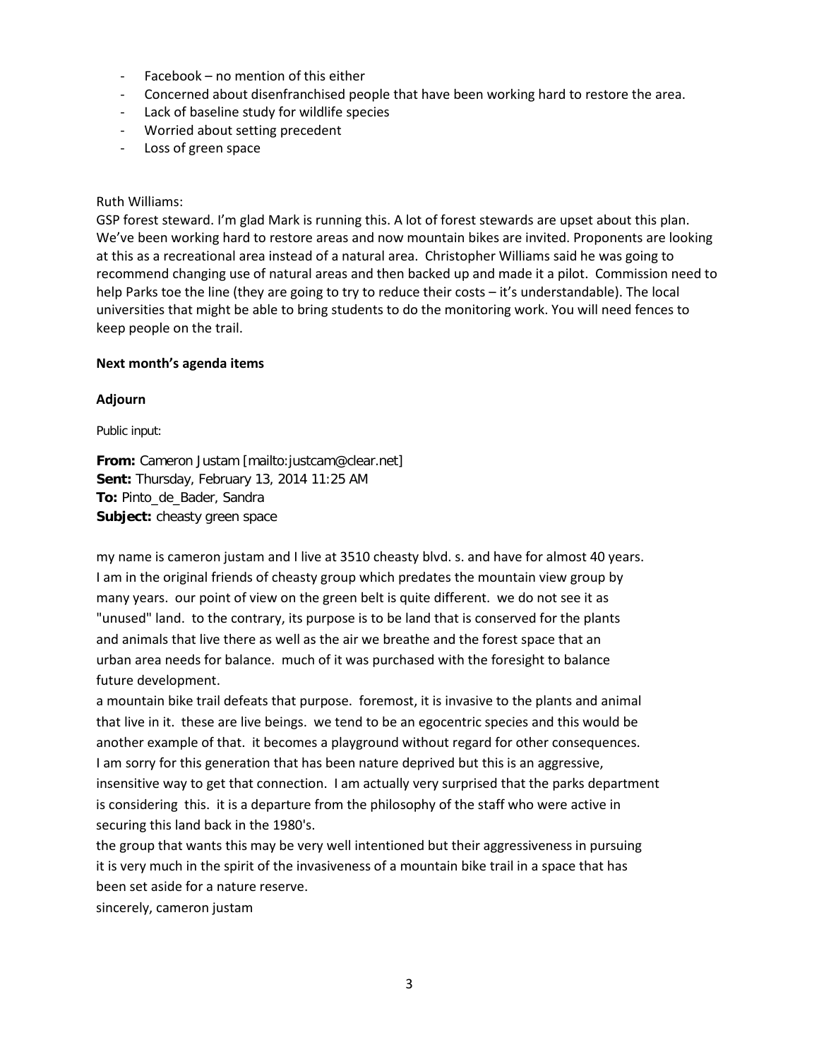- Facebook – no mention of this either
- Concerned about disenfranchised people that have been working hard to restore the area.
- Lack of baseline study for wildlife species
- Worried about setting precedent
- Loss of green space

Ruth Williams:
GSP forest steward. I'm glad Mark is running this. A lot of forest stewards are upset about this plan. We've been working hard to restore areas and now mountain bikes are invited. Proponents are looking at this as a recreational area instead of a natural area. Christopher Williams said he was going to recommend changing use of natural areas and then backed up and made it a pilot. Commission need to help Parks toe the line (they are going to try to reduce their costs – it's understandable). The local universities that might be able to bring students to do the monitoring work. You will need fences to keep people on the trail.

**Next month's agenda items**

**Adjourn**

Public input:

**From:** Cameron Justam [mailto:justcam@clear.net]
**Sent:** Thursday, February 13, 2014 11:25 AM
**To:** Pinto_de_Bader, Sandra
**Subject:** cheasty green space

my name is cameron justam and I live at 3510 cheasty blvd. s. and have for almost 40 years. I am in the original friends of cheasty group which predates the mountain view group by many years. our point of view on the green belt is quite different. we do not see it as "unused" land. to the contrary, its purpose is to be land that is conserved for the plants and animals that live there as well as the air we breathe and the forest space that an urban area needs for balance. much of it was purchased with the foresight to balance future development.
a mountain bike trail defeats that purpose. foremost, it is invasive to the plants and animal that live in it. these are live beings. we tend to be an egocentric species and this would be another example of that. it becomes a playground without regard for other consequences. I am sorry for this generation that has been nature deprived but this is an aggressive, insensitive way to get that connection. I am actually very surprised that the parks department is considering this. it is a departure from the philosophy of the staff who were active in securing this land back in the 1980's.
the group that wants this may be very well intentioned but their aggressiveness in pursuing it is very much in the spirit of the invasiveness of a mountain bike trail in a space that has been set aside for a nature reserve.
sincerely, cameron justam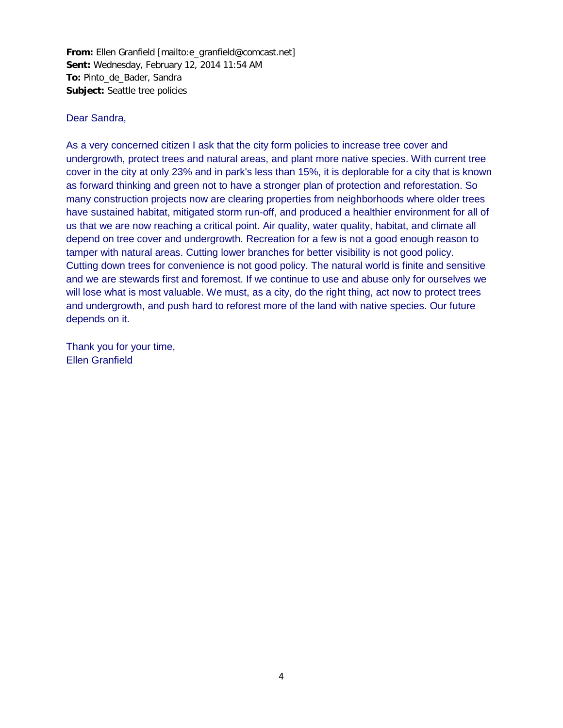**From:** Ellen Granfield [mailto:e_granfield@comcast.net]
**Sent:** Wednesday, February 12, 2014 11:54 AM
**To:** Pinto_de_Bader, Sandra
**Subject:** Seattle tree policies

Dear Sandra,

As a very concerned citizen I ask that the city form policies to increase tree cover and undergrowth, protect trees and natural areas, and plant more native species. With current tree cover in the city at only 23% and in park's less than 15%, it is deplorable for a city that is known as forward thinking and green not to have a stronger plan of protection and reforestation. So many construction projects now are clearing properties from neighborhoods where older trees have sustained habitat, mitigated storm run-off, and produced a healthier environment for all of us that we are now reaching a critical point. Air quality, water quality, habitat, and climate all depend on tree cover and undergrowth. Recreation for a few is not a good enough reason to tamper with natural areas. Cutting lower branches for better visibility is not good policy. Cutting down trees for convenience is not good policy. The natural world is finite and sensitive and we are stewards first and foremost. If we continue to use and abuse only for ourselves we will lose what is most valuable. We must, as a city, do the right thing, act now to protect trees and undergrowth, and push hard to reforest more of the land with native species. Our future depends on it.

Thank you for your time,
Ellen Granfield